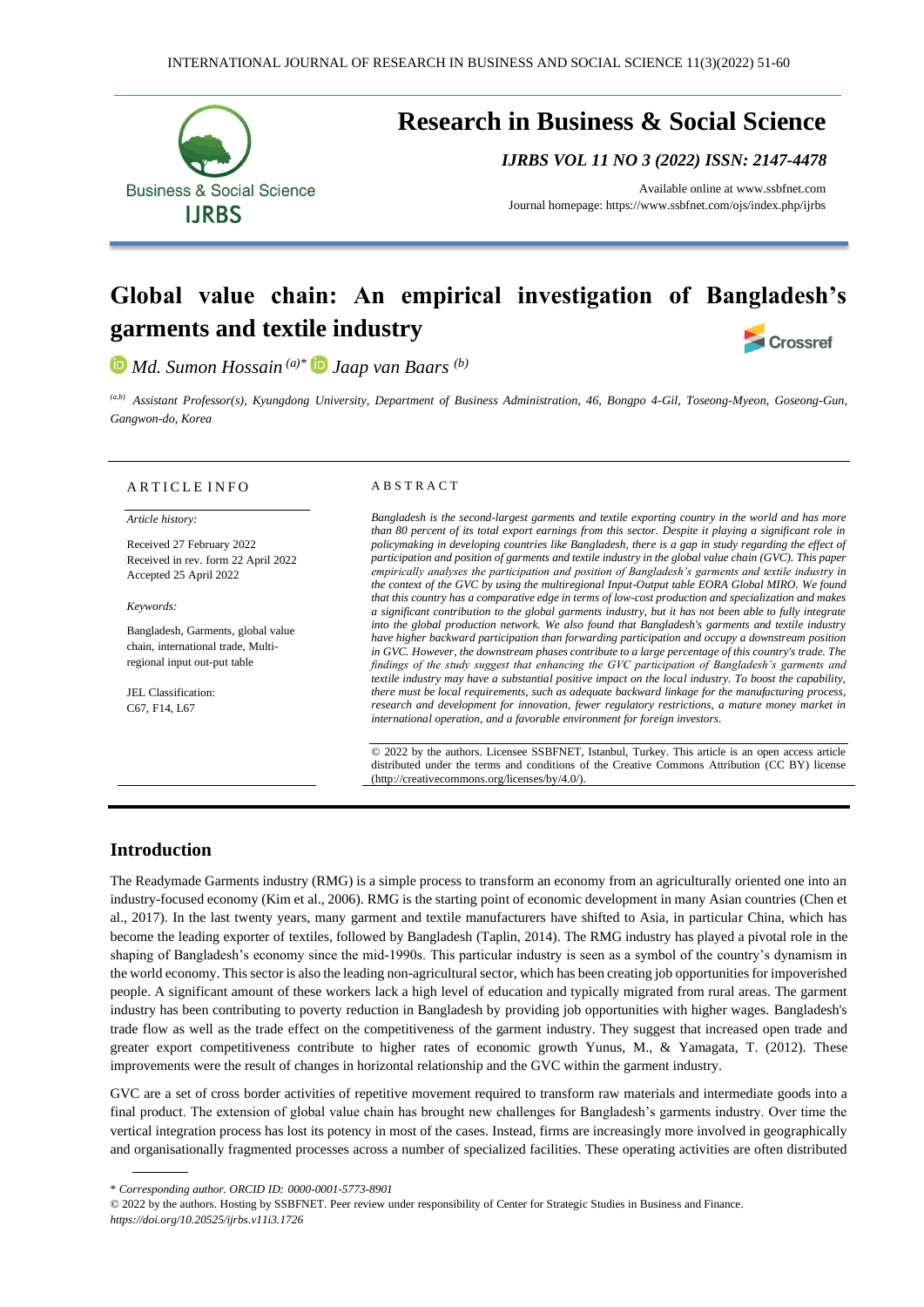# Research in Business & Social Science

*IJRBS VOL 11 NO 3 (2022) ISSN: 2147-4478*

Available online at www.ssbfnet.com
Journal homepage: https://www.ssbfnet.com/ojs/index.php/ijrbs

## Global value chain: An empirical investigation of Bangladesh's garments and textile industry

*Md. Sumon Hossain* [(a)*] *Jaap van Baars* [(b)]

[(a,b)] *Assistant Professor(s), Kyungdong University, Department of Business Administration, 46, Bongpo 4-Gil, Toseong-Myeon, Goseong-Gun, Gangwon-do, Korea*

### ARTICLE INFO

*Article history:*

Received 27 February 2022
Received in rev. form 22 April 2022
Accepted 25 April 2022

*Keywords:*

Bangladesh, Garments, global value chain, international trade, Multi-regional input out-put table

JEL Classification:
C67, F14, L67

### ABSTRACT

*Bangladesh is the second-largest garments and textile exporting country in the world and has more than 80 percent of its total export earnings from this sector. Despite it playing a significant role in policymaking in developing countries like Bangladesh, there is a gap in study regarding the effect of participation and position of garments and textile industry in the global value chain (GVC). This paper empirically analyses the participation and position of Bangladesh's garments and textile industry in the context of the GVC by using the multiregional Input-Output table EORA Global MIRO. We found that this country has a comparative edge in terms of low-cost production and specialization and makes a significant contribution to the global garments industry, but it has not been able to fully integrate into the global production network. We also found that Bangladesh's garments and textile industry have higher backward participation than forwarding participation and occupy a downstream position in GVC. However, the downstream phases contribute to a large percentage of this country's trade. The findings of the study suggest that enhancing the GVC participation of Bangladesh's garments and textile industry may have a substantial positive impact on the local industry. To boost the capability, there must be local requirements, such as adequate backward linkage for the manufacturing process, research and development for innovation, fewer regulatory restrictions, a mature money market in international operation, and a favorable environment for foreign investors.*

© 2022 by the authors. Licensee SSBFNET, Istanbul, Turkey. This article is an open access article distributed under the terms and conditions of the Creative Commons Attribution (CC BY) license (http://creativecommons.org/licenses/by/4.0/).

## Introduction

The Readymade Garments industry (RMG) is a simple process to transform an economy from an agriculturally oriented one into an industry-focused economy (Kim et al., 2006). RMG is the starting point of economic development in many Asian countries (Chen et al., 2017). In the last twenty years, many garment and textile manufacturers have shifted to Asia, in particular China, which has become the leading exporter of textiles, followed by Bangladesh (Taplin, 2014). The RMG industry has played a pivotal role in the shaping of Bangladesh's economy since the mid-1990s. This particular industry is seen as a symbol of the country's dynamism in the world economy. This sector is also the leading non-agricultural sector, which has been creating job opportunities for impoverished people. A significant amount of these workers lack a high level of education and typically migrated from rural areas. The garment industry has been contributing to poverty reduction in Bangladesh by providing job opportunities with higher wages. Bangladesh's trade flow as well as the trade effect on the competitiveness of the garment industry. They suggest that increased open trade and greater export competitiveness contribute to higher rates of economic growth Yunus, M., & Yamagata, T. (2012). These improvements were the result of changes in horizontal relationship and the GVC within the garment industry.

GVC are a set of cross border activities of repetitive movement required to transform raw materials and intermediate goods into a final product. The extension of global value chain has brought new challenges for Bangladesh's garments industry. Over time the vertical integration process has lost its potency in most of the cases. Instead, firms are increasingly more involved in geographically and organisationally fragmented processes across a number of specialized facilities. These operating activities are often distributed

* *Corresponding author. ORCID ID: 0000-0001-5773-8901*

© 2022 by the authors. Hosting by SSBFNET. Peer review under responsibility of Center for Strategic Studies in Business and Finance.
*https://doi.org/10.20525/ijrbs.v11i3.1726*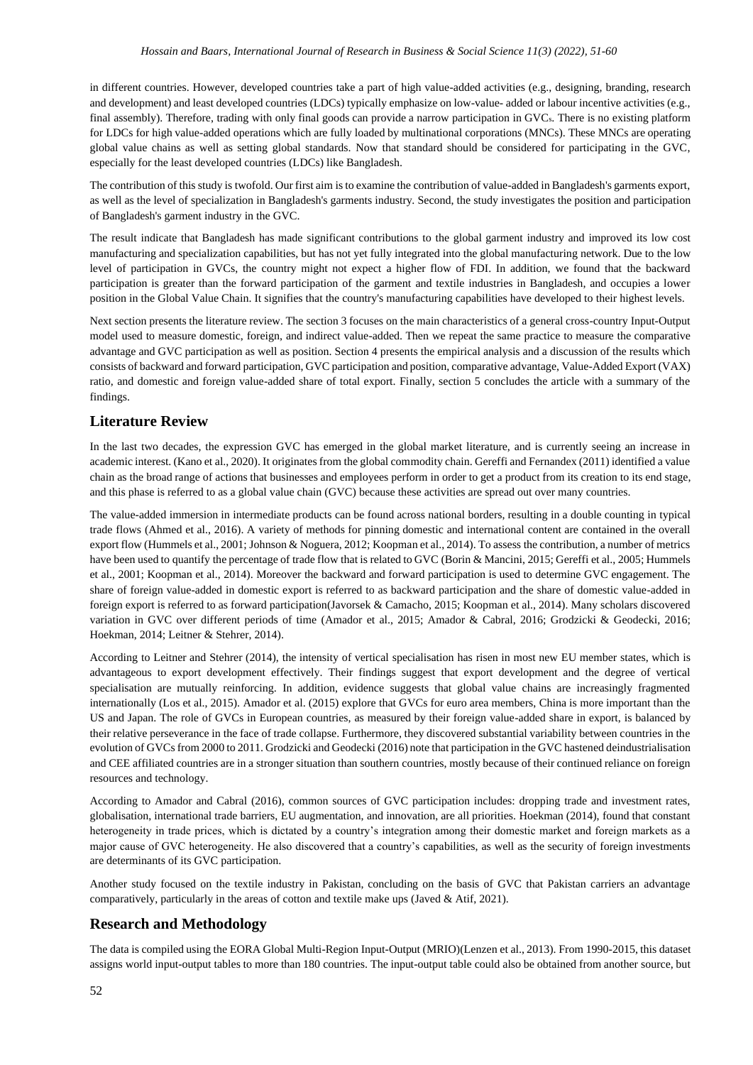in different countries. However, developed countries take a part of high value-added activities (e.g., designing, branding, research and development) and least developed countries (LDCs) typically emphasize on low-value- added or labour incentive activities (e.g., final assembly). Therefore, trading with only final goods can provide a narrow participation in GVCs. There is no existing platform for LDCs for high value-added operations which are fully loaded by multinational corporations (MNCs). These MNCs are operating global value chains as well as setting global standards. Now that standard should be considered for participating in the GVC, especially for the least developed countries (LDCs) like Bangladesh.

The contribution of this study is twofold. Our first aim is to examine the contribution of value-added in Bangladesh's garments export, as well as the level of specialization in Bangladesh's garments industry. Second, the study investigates the position and participation of Bangladesh's garment industry in the GVC.

The result indicate that Bangladesh has made significant contributions to the global garment industry and improved its low cost manufacturing and specialization capabilities, but has not yet fully integrated into the global manufacturing network. Due to the low level of participation in GVCs, the country might not expect a higher flow of FDI. In addition, we found that the backward participation is greater than the forward participation of the garment and textile industries in Bangladesh, and occupies a lower position in the Global Value Chain. It signifies that the country's manufacturing capabilities have developed to their highest levels.

Next section presents the literature review. The section 3 focuses on the main characteristics of a general cross-country Input-Output model used to measure domestic, foreign, and indirect value-added. Then we repeat the same practice to measure the comparative advantage and GVC participation as well as position. Section 4 presents the empirical analysis and a discussion of the results which consists of backward and forward participation, GVC participation and position, comparative advantage, Value-Added Export (VAX) ratio, and domestic and foreign value-added share of total export. Finally, section 5 concludes the article with a summary of the findings.

## Literature Review

In the last two decades, the expression GVC has emerged in the global market literature, and is currently seeing an increase in academic interest. (Kano et al., 2020). It originates from the global commodity chain. Gereffi and Fernandex (2011) identified a value chain as the broad range of actions that businesses and employees perform in order to get a product from its creation to its end stage, and this phase is referred to as a global value chain (GVC) because these activities are spread out over many countries.

The value-added immersion in intermediate products can be found across national borders, resulting in a double counting in typical trade flows (Ahmed et al., 2016). A variety of methods for pinning domestic and international content are contained in the overall export flow (Hummels et al., 2001; Johnson & Noguera, 2012; Koopman et al., 2014). To assess the contribution, a number of metrics have been used to quantify the percentage of trade flow that is related to GVC (Borin & Mancini, 2015; Gereffi et al., 2005; Hummels et al., 2001; Koopman et al., 2014). Moreover the backward and forward participation is used to determine GVC engagement. The share of foreign value-added in domestic export is referred to as backward participation and the share of domestic value-added in foreign export is referred to as forward participation(Javorsek & Camacho, 2015; Koopman et al., 2014). Many scholars discovered variation in GVC over different periods of time (Amador et al., 2015; Amador & Cabral, 2016; Grodzicki & Geodecki, 2016; Hoekman, 2014; Leitner & Stehrer, 2014).

According to Leitner and Stehrer (2014), the intensity of vertical specialisation has risen in most new EU member states, which is advantageous to export development effectively. Their findings suggest that export development and the degree of vertical specialisation are mutually reinforcing. In addition, evidence suggests that global value chains are increasingly fragmented internationally (Los et al., 2015). Amador et al. (2015) explore that GVCs for euro area members, China is more important than the US and Japan. The role of GVCs in European countries, as measured by their foreign value-added share in export, is balanced by their relative perseverance in the face of trade collapse. Furthermore, they discovered substantial variability between countries in the evolution of GVCs from 2000 to 2011. Grodzicki and Geodecki (2016) note that participation in the GVC hastened deindustrialisation and CEE affiliated countries are in a stronger situation than southern countries, mostly because of their continued reliance on foreign resources and technology.

According to Amador and Cabral (2016), common sources of GVC participation includes: dropping trade and investment rates, globalisation, international trade barriers, EU augmentation, and innovation, are all priorities. Hoekman (2014), found that constant heterogeneity in trade prices, which is dictated by a country's integration among their domestic market and foreign markets as a major cause of GVC heterogeneity. He also discovered that a country's capabilities, as well as the security of foreign investments are determinants of its GVC participation.

Another study focused on the textile industry in Pakistan, concluding on the basis of GVC that Pakistan carriers an advantage comparatively, particularly in the areas of cotton and textile make ups (Javed & Atif, 2021).

## Research and Methodology

The data is compiled using the EORA Global Multi-Region Input-Output (MRIO)(Lenzen et al., 2013). From 1990-2015, this dataset assigns world input-output tables to more than 180 countries. The input-output table could also be obtained from another source, but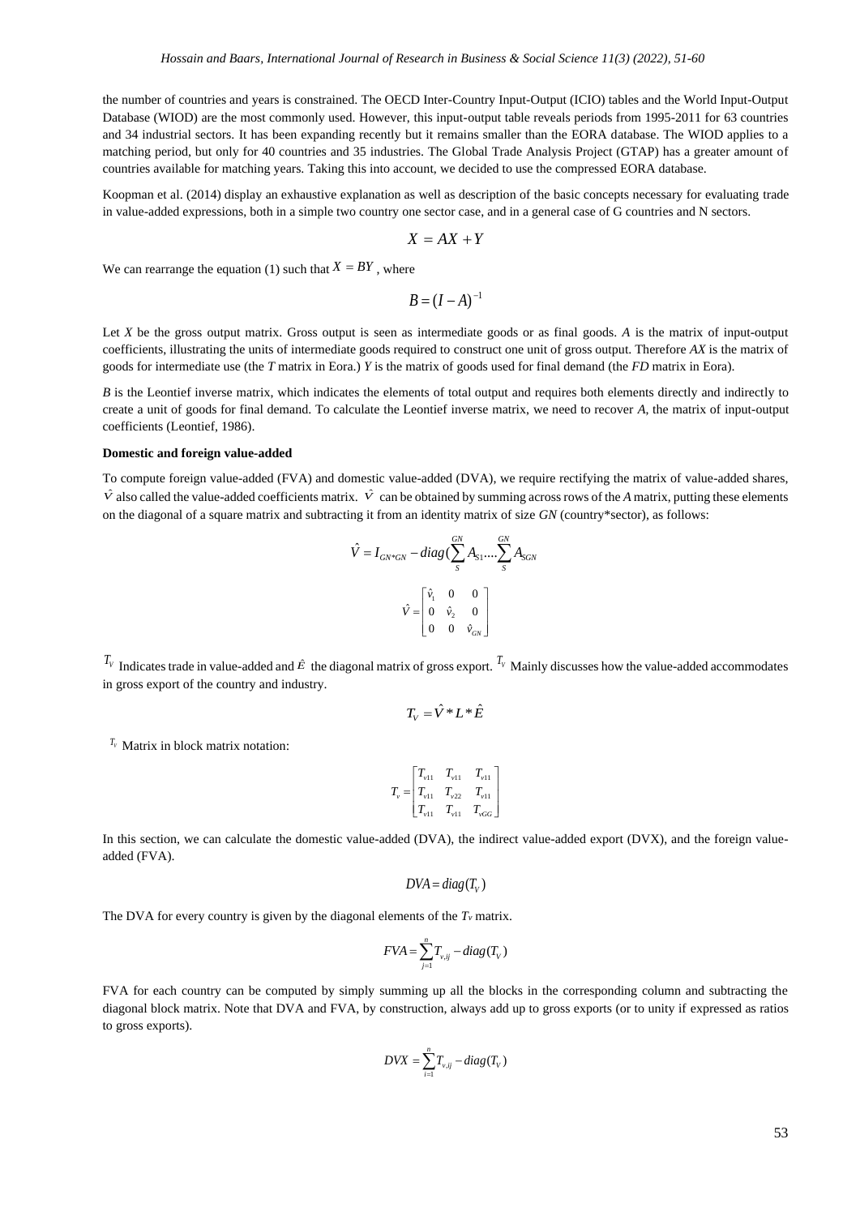the number of countries and years is constrained. The OECD Inter-Country Input-Output (ICIO) tables and the World Input-Output Database (WIOD) are the most commonly used. However, this input-output table reveals periods from 1995-2011 for 63 countries and 34 industrial sectors. It has been expanding recently but it remains smaller than the EORA database. The WIOD applies to a matching period, but only for 40 countries and 35 industries. The Global Trade Analysis Project (GTAP) has a greater amount of countries available for matching years. Taking this into account, we decided to use the compressed EORA database.

Koopman et al. (2014) display an exhaustive explanation as well as description of the basic concepts necessary for evaluating trade in value-added expressions, both in a simple two country one sector case, and in a general case of G countries and N sectors.

$$X = AX + Y$$

We can rearrange the equation (1) such that $X = BY$ , where

$$B = (I - A)^{-1}$$

Let *X* be the gross output matrix. Gross output is seen as intermediate goods or as final goods. *A* is the matrix of input-output coefficients, illustrating the units of intermediate goods required to construct one unit of gross output. Therefore *AX* is the matrix of goods for intermediate use (the *T* matrix in Eora.) *Y* is the matrix of goods used for final demand (the *FD* matrix in Eora).

*B* is the Leontief inverse matrix, which indicates the elements of total output and requires both elements directly and indirectly to create a unit of goods for final demand. To calculate the Leontief inverse matrix, we need to recover *A*, the matrix of input-output coefficients (Leontief, 1986).

**Domestic and foreign value-added**

To compute foreign value-added (FVA) and domestic value-added (DVA), we require rectifying the matrix of value-added shares, $\hat{V}$ also called the value-added coefficients matrix. $\hat{V}$ can be obtained by summing across rows of the *A* matrix, putting these elements on the diagonal of a square matrix and subtracting it from an identity matrix of size *GN* (country*sector), as follows:

$$\hat{V} = I_{GN*GN} - diag(\sum_{S}^{GN} A_{S1}....\sum_{S}^{GN} A_{SGN}$$

$$\hat{V} = \begin{bmatrix} \hat{v}_1 & 0 & 0 \\ 0 & \hat{v}_2 & 0 \\ 0 & 0 & \hat{v}_{GN} \end{bmatrix}$$

$T_V$ Indicates trade in value-added and $\hat{E}$ the diagonal matrix of gross export. $T_V$ Mainly discusses how the value-added accommodates in gross export of the country and industry.

$$T_V = \hat{V} * L * \hat{E}$$

$T_v$ Matrix in block matrix notation:

$$T_v = \begin{bmatrix} T_{v11} & T_{v11} & T_{v11} \\ T_{v11} & T_{v22} & T_{v11} \\ T_{v11} & T_{v11} & T_{vGG} \end{bmatrix}$$

In this section, we can calculate the domestic value-added (DVA), the indirect value-added export (DVX), and the foreign value-added (FVA).

$$DVA = diag(T_V)$$

The DVA for every country is given by the diagonal elements of the $T_v$ matrix.

$$FVA = \sum_{j=1}^{n} T_{v,ij} - diag(T_V)$$

FVA for each country can be computed by simply summing up all the blocks in the corresponding column and subtracting the diagonal block matrix. Note that DVA and FVA, by construction, always add up to gross exports (or to unity if expressed as ratios to gross exports).

$$DVX = \sum_{i=1}^{n} T_{v,ij} - diag(T_V)$$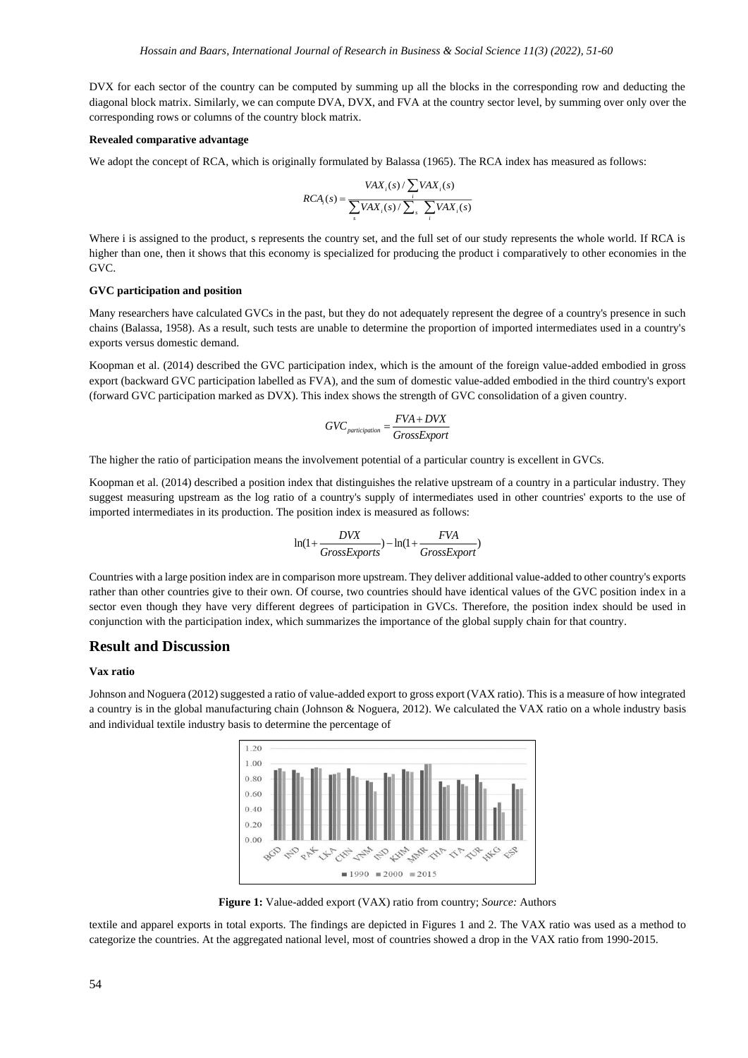DVX for each sector of the country can be computed by summing up all the blocks in the corresponding row and deducting the diagonal block matrix. Similarly, we can compute DVA, DVX, and FVA at the country sector level, by summing over only over the corresponding rows or columns of the country block matrix.

**Revealed comparative advantage**

We adopt the concept of RCA, which is originally formulated by Balassa (1965). The RCA index has measured as follows:

$$RCA_i(s) = \frac{VAX_i(s) / \sum_i VAX_i(s)}{\sum_s VAX_i(s) / \sum_s \sum_i VAX_i(s)}$$

Where i is assigned to the product, s represents the country set, and the full set of our study represents the whole world. If RCA is higher than one, then it shows that this economy is specialized for producing the product i comparatively to other economies in the GVC.

**GVC participation and position**

Many researchers have calculated GVCs in the past, but they do not adequately represent the degree of a country's presence in such chains (Balassa, 1958). As a result, such tests are unable to determine the proportion of imported intermediates used in a country's exports versus domestic demand.

Koopman et al. (2014) described the GVC participation index, which is the amount of the foreign value-added embodied in gross export (backward GVC participation labelled as FVA), and the sum of domestic value-added embodied in the third country's export (forward GVC participation marked as DVX). This index shows the strength of GVC consolidation of a given country.

$$GVC_{participation} = \frac{FVA + DVX}{GrossExport}$$

The higher the ratio of participation means the involvement potential of a particular country is excellent in GVCs.

Koopman et al. (2014) described a position index that distinguishes the relative upstream of a country in a particular industry. They suggest measuring upstream as the log ratio of a country's supply of intermediates used in other countries' exports to the use of imported intermediates in its production. The position index is measured as follows:

$$\ln(1 + \frac{DVX}{GrossExports}) - \ln(1 + \frac{FVA}{GrossExport})$$

Countries with a large position index are in comparison more upstream. They deliver additional value-added to other country's exports rather than other countries give to their own. Of course, two countries should have identical values of the GVC position index in a sector even though they have very different degrees of participation in GVCs. Therefore, the position index should be used in conjunction with the participation index, which summarizes the importance of the global supply chain for that country.

## Result and Discussion

**Vax ratio**

Johnson and Noguera (2012) suggested a ratio of value-added export to gross export (VAX ratio). This is a measure of how integrated a country is in the global manufacturing chain (Johnson & Noguera, 2012). We calculated the VAX ratio on a whole industry basis and individual textile industry basis to determine the percentage of

**Figure 1:** Value-added export (VAX) ratio from country; *Source:* Authors

textile and apparel exports in total exports. The findings are depicted in Figures 1 and 2. The VAX ratio was used as a method to categorize the countries. At the aggregated national level, most of countries showed a drop in the VAX ratio from 1990-2015.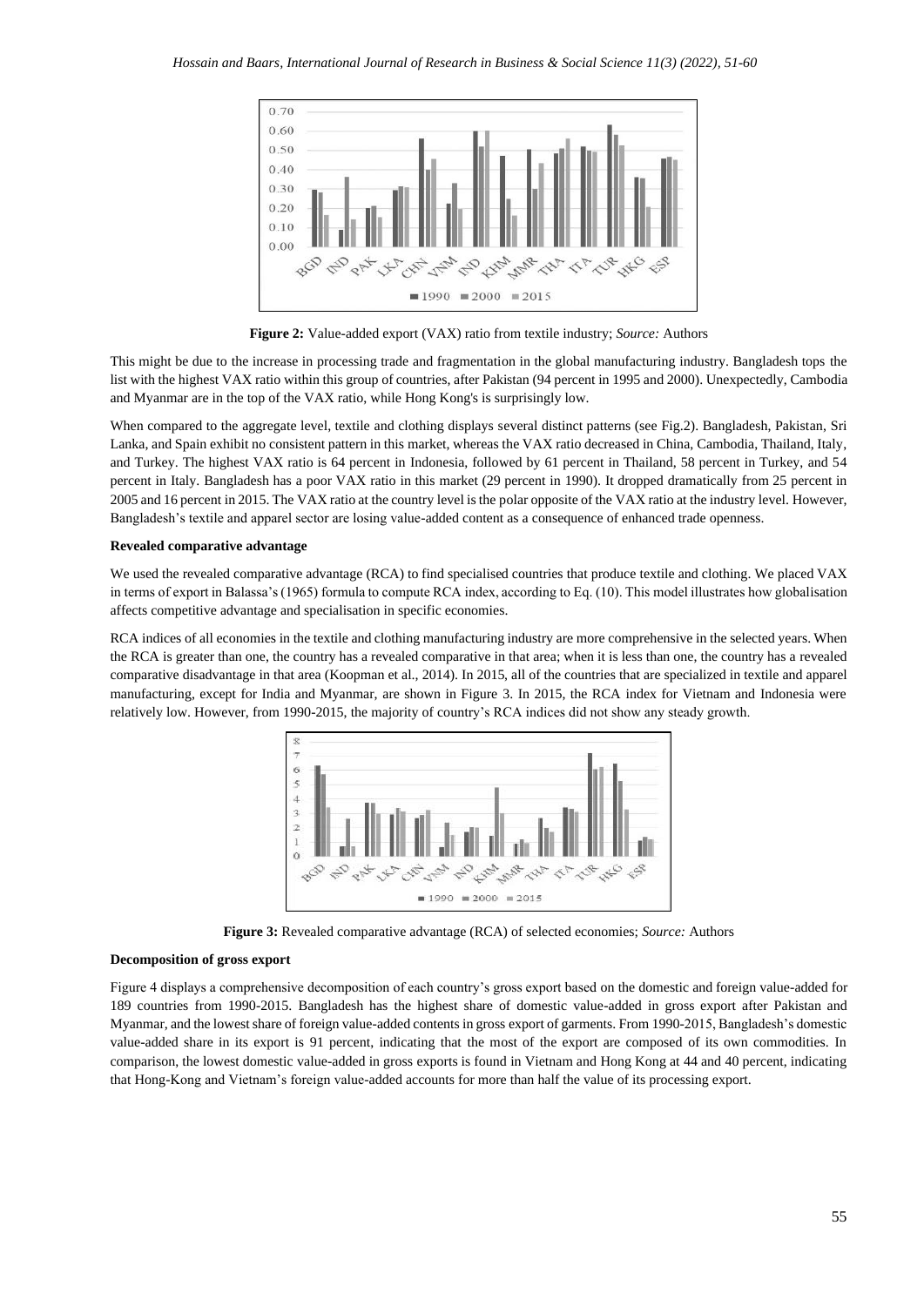**Figure 2:** Value-added export (VAX) ratio from textile industry; *Source:* Authors

This might be due to the increase in processing trade and fragmentation in the global manufacturing industry. Bangladesh tops the list with the highest VAX ratio within this group of countries, after Pakistan (94 percent in 1995 and 2000). Unexpectedly, Cambodia and Myanmar are in the top of the VAX ratio, while Hong Kong's is surprisingly low.

When compared to the aggregate level, textile and clothing displays several distinct patterns (see Fig.2). Bangladesh, Pakistan, Sri Lanka, and Spain exhibit no consistent pattern in this market, whereas the VAX ratio decreased in China, Cambodia, Thailand, Italy, and Turkey. The highest VAX ratio is 64 percent in Indonesia, followed by 61 percent in Thailand, 58 percent in Turkey, and 54 percent in Italy. Bangladesh has a poor VAX ratio in this market (29 percent in 1990). It dropped dramatically from 25 percent in 2005 and 16 percent in 2015. The VAX ratio at the country level is the polar opposite of the VAX ratio at the industry level. However, Bangladesh's textile and apparel sector are losing value-added content as a consequence of enhanced trade openness.

**Revealed comparative advantage**

We used the revealed comparative advantage (RCA) to find specialised countries that produce textile and clothing. We placed VAX in terms of export in Balassa's (1965) formula to compute RCA index, according to Eq. (10). This model illustrates how globalisation affects competitive advantage and specialisation in specific economies.

RCA indices of all economies in the textile and clothing manufacturing industry are more comprehensive in the selected years. When the RCA is greater than one, the country has a revealed comparative in that area; when it is less than one, the country has a revealed comparative disadvantage in that area (Koopman et al., 2014). In 2015, all of the countries that are specialized in textile and apparel manufacturing, except for India and Myanmar, are shown in Figure 3. In 2015, the RCA index for Vietnam and Indonesia were relatively low. However, from 1990-2015, the majority of country's RCA indices did not show any steady growth.

**Figure 3:** Revealed comparative advantage (RCA) of selected economies; *Source:* Authors

**Decomposition of gross export**

Figure 4 displays a comprehensive decomposition of each country's gross export based on the domestic and foreign value-added for 189 countries from 1990-2015. Bangladesh has the highest share of domestic value-added in gross export after Pakistan and Myanmar, and the lowest share of foreign value-added contents in gross export of garments. From 1990-2015, Bangladesh's domestic value-added share in its export is 91 percent, indicating that the most of the export are composed of its own commodities. In comparison, the lowest domestic value-added in gross exports is found in Vietnam and Hong Kong at 44 and 40 percent, indicating that Hong-Kong and Vietnam's foreign value-added accounts for more than half the value of its processing export.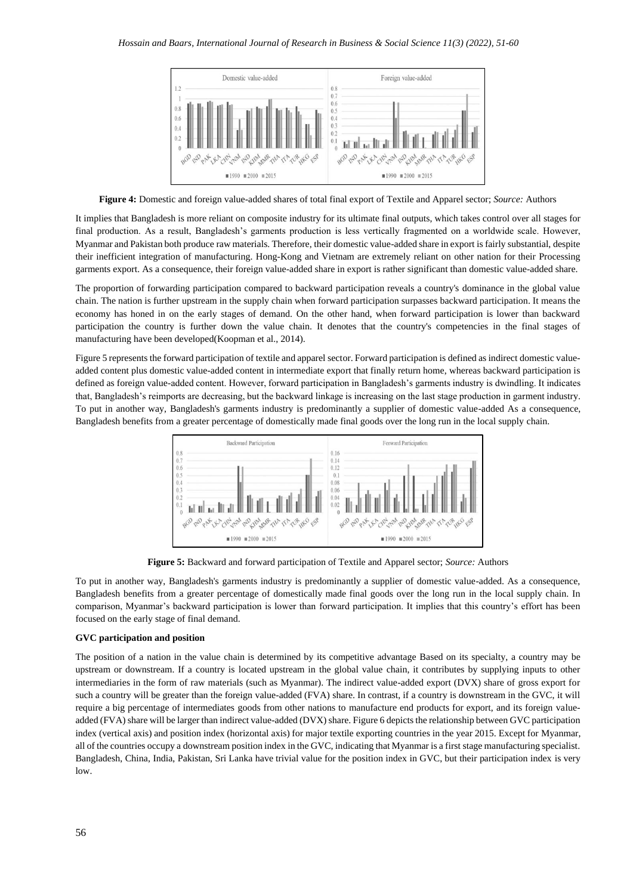**Figure 4:** Domestic and foreign value-added shares of total final export of Textile and Apparel sector; *Source:* Authors

It implies that Bangladesh is more reliant on composite industry for its ultimate final outputs, which takes control over all stages for final production. As a result, Bangladesh's garments production is less vertically fragmented on a worldwide scale. However, Myanmar and Pakistan both produce raw materials. Therefore, their domestic value-added share in export is fairly substantial, despite their inefficient integration of manufacturing. Hong-Kong and Vietnam are extremely reliant on other nation for their Processing garments export. As a consequence, their foreign value-added share in export is rather significant than domestic value-added share.

The proportion of forwarding participation compared to backward participation reveals a country's dominance in the global value chain. The nation is further upstream in the supply chain when forward participation surpasses backward participation. It means the economy has honed in on the early stages of demand. On the other hand, when forward participation is lower than backward participation the country is further down the value chain. It denotes that the country's competencies in the final stages of manufacturing have been developed(Koopman et al., 2014).

Figure 5 represents the forward participation of textile and apparel sector. Forward participation is defined as indirect domestic value-added content plus domestic value-added content in intermediate export that finally return home, whereas backward participation is defined as foreign value-added content. However, forward participation in Bangladesh's garments industry is dwindling. It indicates that, Bangladesh's reimports are decreasing, but the backward linkage is increasing on the last stage production in garment industry. To put in another way, Bangladesh's garments industry is predominantly a supplier of domestic value-added As a consequence, Bangladesh benefits from a greater percentage of domestically made final goods over the long run in the local supply chain.

**Figure 5:** Backward and forward participation of Textile and Apparel sector; *Source:* Authors

To put in another way, Bangladesh's garments industry is predominantly a supplier of domestic value-added. As a consequence, Bangladesh benefits from a greater percentage of domestically made final goods over the long run in the local supply chain. In comparison, Myanmar's backward participation is lower than forward participation. It implies that this country's effort has been focused on the early stage of final demand.

**GVC participation and position**

The position of a nation in the value chain is determined by its competitive advantage Based on its specialty, a country may be upstream or downstream. If a country is located upstream in the global value chain, it contributes by supplying inputs to other intermediaries in the form of raw materials (such as Myanmar). The indirect value-added export (DVX) share of gross export for such a country will be greater than the foreign value-added (FVA) share. In contrast, if a country is downstream in the GVC, it will require a big percentage of intermediates goods from other nations to manufacture end products for export, and its foreign value-added (FVA) share will be larger than indirect value-added (DVX) share. Figure 6 depicts the relationship between GVC participation index (vertical axis) and position index (horizontal axis) for major textile exporting countries in the year 2015. Except for Myanmar, all of the countries occupy a downstream position index in the GVC, indicating that Myanmar is a first stage manufacturing specialist. Bangladesh, China, India, Pakistan, Sri Lanka have trivial value for the position index in GVC, but their participation index is very low.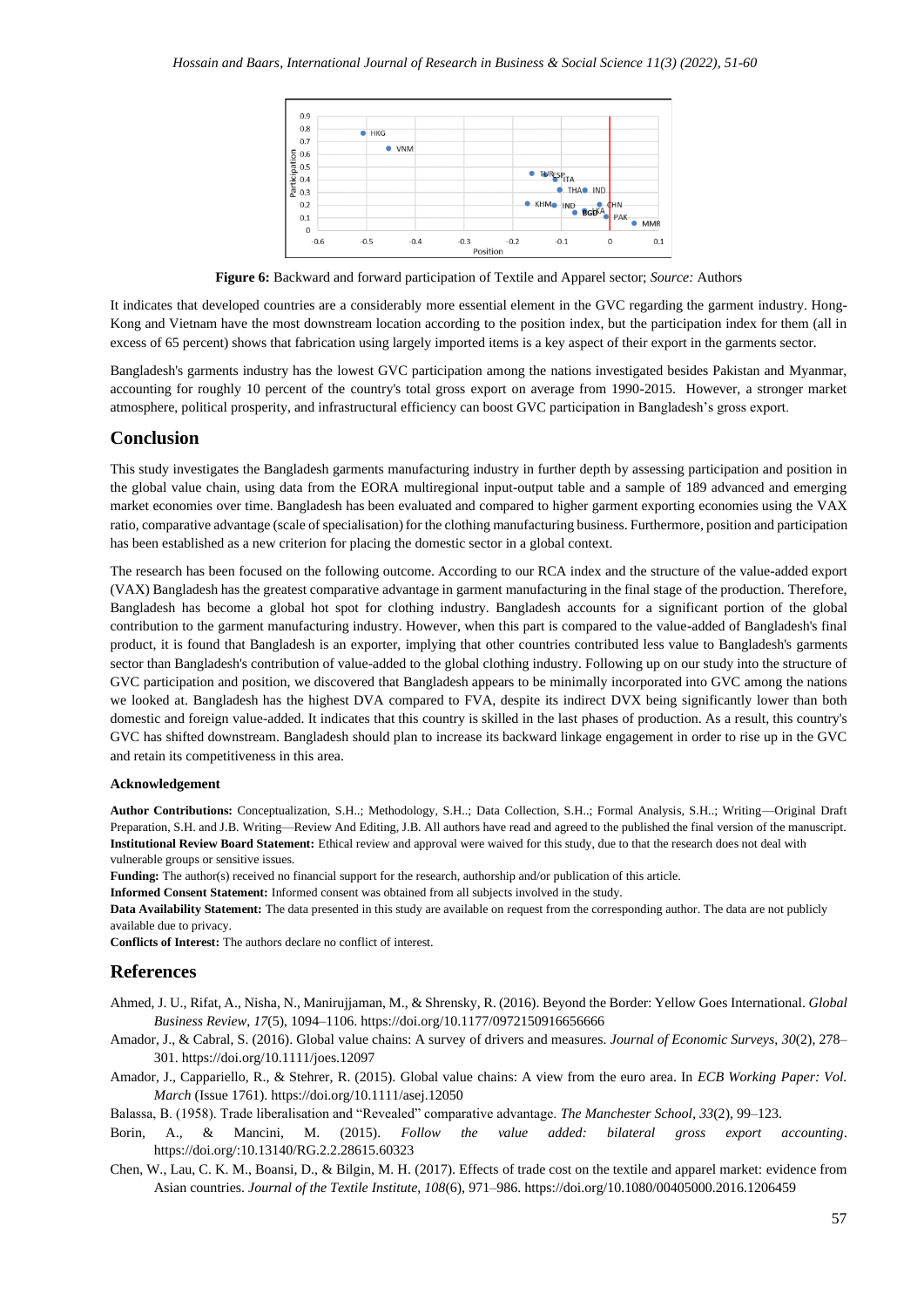Figure 6: Backward and forward participation of Textile and Apparel sector; *Source:* Authors

It indicates that developed countries are a considerably more essential element in the GVC regarding the garment industry. Hong-Kong and Vietnam have the most downstream location according to the position index, but the participation index for them (all in excess of 65 percent) shows that fabrication using largely imported items is a key aspect of their export in the garments sector.

Bangladesh's garments industry has the lowest GVC participation among the nations investigated besides Pakistan and Myanmar, accounting for roughly 10 percent of the country's total gross export on average from 1990-2015. However, a stronger market atmosphere, political prosperity, and infrastructural efficiency can boost GVC participation in Bangladesh's gross export.

## Conclusion

This study investigates the Bangladesh garments manufacturing industry in further depth by assessing participation and position in the global value chain, using data from the EORA multiregional input-output table and a sample of 189 advanced and emerging market economies over time. Bangladesh has been evaluated and compared to higher garment exporting economies using the VAX ratio, comparative advantage (scale of specialisation) for the clothing manufacturing business. Furthermore, position and participation has been established as a new criterion for placing the domestic sector in a global context.

The research has been focused on the following outcome. According to our RCA index and the structure of the value-added export (VAX) Bangladesh has the greatest comparative advantage in garment manufacturing in the final stage of the production. Therefore, Bangladesh has become a global hot spot for clothing industry. Bangladesh accounts for a significant portion of the global contribution to the garment manufacturing industry. However, when this part is compared to the value-added of Bangladesh's final product, it is found that Bangladesh is an exporter, implying that other countries contributed less value to Bangladesh's garments sector than Bangladesh's contribution of value-added to the global clothing industry. Following up on our study into the structure of GVC participation and position, we discovered that Bangladesh appears to be minimally incorporated into GVC among the nations we looked at. Bangladesh has the highest DVA compared to FVA, despite its indirect DVX being significantly lower than both domestic and foreign value-added. It indicates that this country is skilled in the last phases of production. As a result, this country's GVC has shifted downstream. Bangladesh should plan to increase its backward linkage engagement in order to rise up in the GVC and retain its competitiveness in this area.

#### Acknowledgement

**Author Contributions:** Conceptualization, S.H..; Methodology, S.H..; Data Collection, S.H..; Formal Analysis, S.H..; Writing—Original Draft Preparation, S.H. and J.B. Writing—Review And Editing, J.B. All authors have read and agreed to the published the final version of the manuscript.
**Institutional Review Board Statement:** Ethical review and approval were waived for this study, due to that the research does not deal with vulnerable groups or sensitive issues.
**Funding:** The author(s) received no financial support for the research, authorship and/or publication of this article.
**Informed Consent Statement:** Informed consent was obtained from all subjects involved in the study.
**Data Availability Statement:** The data presented in this study are available on request from the corresponding author. The data are not publicly available due to privacy.
**Conflicts of Interest:** The authors declare no conflict of interest.

## References

Ahmed, J. U., Rifat, A., Nisha, N., Manirujjaman, M., & Shrensky, R. (2016). Beyond the Border: Yellow Goes International. *Global Business Review*, *17*(5), 1094–1106. https://doi.org/10.1177/0972150916656666

Amador, J., & Cabral, S. (2016). Global value chains: A survey of drivers and measures. *Journal of Economic Surveys*, *30*(2), 278–301. https://doi.org/10.1111/joes.12097

Amador, J., Cappariello, R., & Stehrer, R. (2015). Global value chains: A view from the euro area. In *ECB Working Paper: Vol. March* (Issue 1761). https://doi.org/10.1111/asej.12050

Balassa, B. (1958). Trade liberalisation and "Revealed" comparative advantage. *The Manchester School*, *33*(2), 99–123.

Borin, A., & Mancini, M. (2015). *Follow the value added: bilateral gross export accounting*. https://doi.org/:10.13140/RG.2.2.28615.60323

Chen, W., Lau, C. K. M., Boansi, D., & Bilgin, M. H. (2017). Effects of trade cost on the textile and apparel market: evidence from Asian countries. *Journal of the Textile Institute*, *108*(6), 971–986. https://doi.org/10.1080/00405000.2016.1206459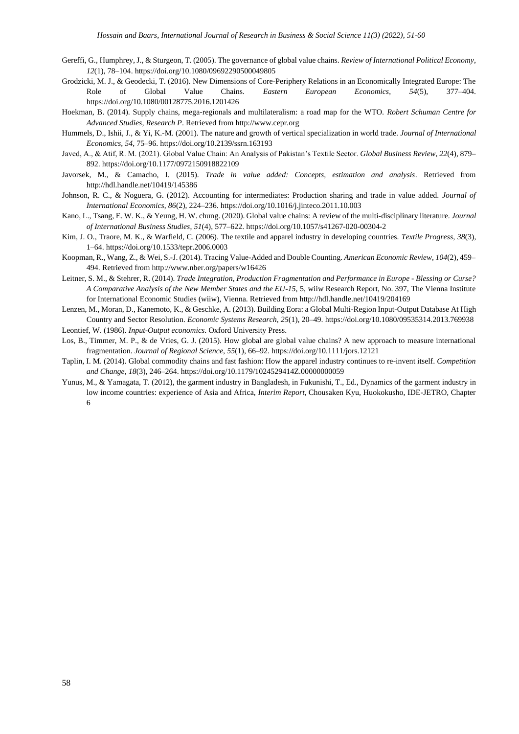Gereffi, G., Humphrey, J., & Sturgeon, T. (2005). The governance of global value chains. *Review of International Political Economy*, *12*(1), 78–104. https://doi.org/10.1080/09692290500049805

Grodzicki, M. J., & Geodecki, T. (2016). New Dimensions of Core-Periphery Relations in an Economically Integrated Europe: The Role of Global Value Chains. *Eastern European Economics*, *54*(5), 377–404. https://doi.org/10.1080/00128775.2016.1201426

Hoekman, B. (2014). Supply chains, mega-regionals and multilateralism: a road map for the WTO. *Robert Schuman Centre for Advanced Studies*, *Research P*. Retrieved from http://www.cepr.org

Hummels, D., Ishii, J., & Yi, K.-M. (2001). The nature and growth of vertical specialization in world trade. *Journal of International Economics*, *54*, 75–96. https://doi.org/10.2139/ssrn.163193

Javed, A., & Atif, R. M. (2021). Global Value Chain: An Analysis of Pakistan's Textile Sector. *Global Business Review*, *22*(4), 879–892. https://doi.org/10.1177/0972150918822109

Javorsek, M., & Camacho, I. (2015). *Trade in value added: Concepts, estimation and analysis*. Retrieved from http://hdl.handle.net/10419/145386

Johnson, R. C., & Noguera, G. (2012). Accounting for intermediates: Production sharing and trade in value added. *Journal of International Economics*, *86*(2), 224–236. https://doi.org/10.1016/j.jinteco.2011.10.003

Kano, L., Tsang, E. W. K., & Yeung, H. W. chung. (2020). Global value chains: A review of the multi-disciplinary literature. *Journal of International Business Studies*, *51*(4), 577–622. https://doi.org/10.1057/s41267-020-00304-2

Kim, J. O., Traore, M. K., & Warfield, C. (2006). The textile and apparel industry in developing countries. *Textile Progress*, *38*(3), 1–64. https://doi.org/10.1533/tepr.2006.0003

Koopman, R., Wang, Z., & Wei, S.-J. (2014). Tracing Value-Added and Double Counting. *American Economic Review*, *104*(2), 459–494. Retrieved from http://www.nber.org/papers/w16426

Leitner, S. M., & Stehrer, R. (2014). *Trade Integration, Production Fragmentation and Performance in Europe - Blessing or Curse? A Comparative Analysis of the New Member States and the EU-15*, 5, wiiw Research Report, No. 397, The Vienna Institute for International Economic Studies (wiiw), Vienna. Retrieved from http://hdl.handle.net/10419/204169

Lenzen, M., Moran, D., Kanemoto, K., & Geschke, A. (2013). Building Eora: a Global Multi-Region Input-Output Database At High Country and Sector Resolution. *Economic Systems Research*, *25*(1), 20–49. https://doi.org/10.1080/09535314.2013.769938

Leontief, W. (1986). *Input-Output economics*. Oxford University Press.

Los, B., Timmer, M. P., & de Vries, G. J. (2015). How global are global value chains? A new approach to measure international fragmentation. *Journal of Regional Science*, *55*(1), 66–92. https://doi.org/10.1111/jors.12121

Taplin, I. M. (2014). Global commodity chains and fast fashion: How the apparel industry continues to re-invent itself. *Competition and Change*, *18*(3), 246–264. https://doi.org/10.1179/1024529414Z.00000000059

Yunus, M., & Yamagata, T. (2012), the garment industry in Bangladesh, in Fukunishi, T., Ed., Dynamics of the garment industry in low income countries: experience of Asia and Africa, *Interim Report*, Chousaken Kyu, Huokokusho, IDE-JETRO, Chapter 6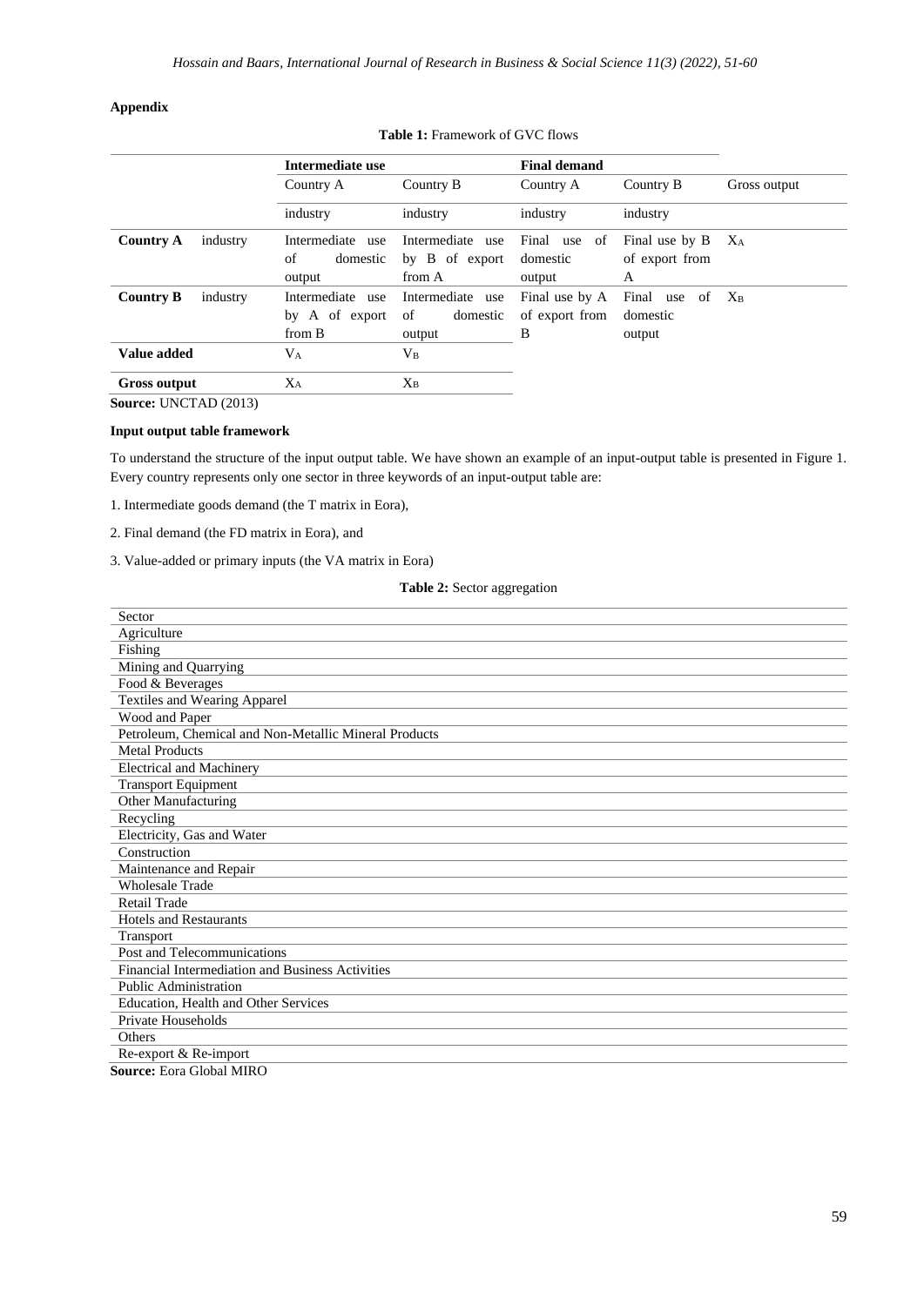**Appendix**

**Table 1:** Framework of GVC flows

| | | Intermediate use | | Final demand | | |
|---|---|---|---|---|---|---|
| | | Country A | Country B | Country A | Country B | Gross output |
| | | industry | industry | industry | industry | |
| **Country A** | industry | Intermediate use of domestic output | Intermediate use by B of export from A | Final use of domestic output | Final use by B of export from A | $X_A$ |
| **Country B** | industry | Intermediate use by A of export from B | Intermediate use of domestic output | Final use by A of export from B | Final use of domestic output | $X_B$ |
| **Value added** | | $V_A$ | $V_B$ | | | |
| **Gross output** | | $X_A$ | $X_B$ | | | |

**Source:** UNCTAD (2013)

**Input output table framework**

To understand the structure of the input output table. We have shown an example of an input-output table is presented in Figure 1. Every country represents only one sector in three keywords of an input-output table are:

1. Intermediate goods demand (the T matrix in Eora),

2. Final demand (the FD matrix in Eora), and

3. Value-added or primary inputs (the VA matrix in Eora)

**Table 2:** Sector aggregation

| Sector |
|---|
| Agriculture |
| Fishing |
| Mining and Quarrying |
| Food & Beverages |
| Textiles and Wearing Apparel |
| Wood and Paper |
| Petroleum, Chemical and Non-Metallic Mineral Products |
| Metal Products |
| Electrical and Machinery |
| Transport Equipment |
| Other Manufacturing |
| Recycling |
| Electricity, Gas and Water |
| Construction |
| Maintenance and Repair |
| Wholesale Trade |
| Retail Trade |
| Hotels and Restaurants |
| Transport |
| Post and Telecommunications |
| Financial Intermediation and Business Activities |
| Public Administration |
| Education, Health and Other Services |
| Private Households |
| Others |
| Re-export & Re-import |

**Source:** Eora Global MIRO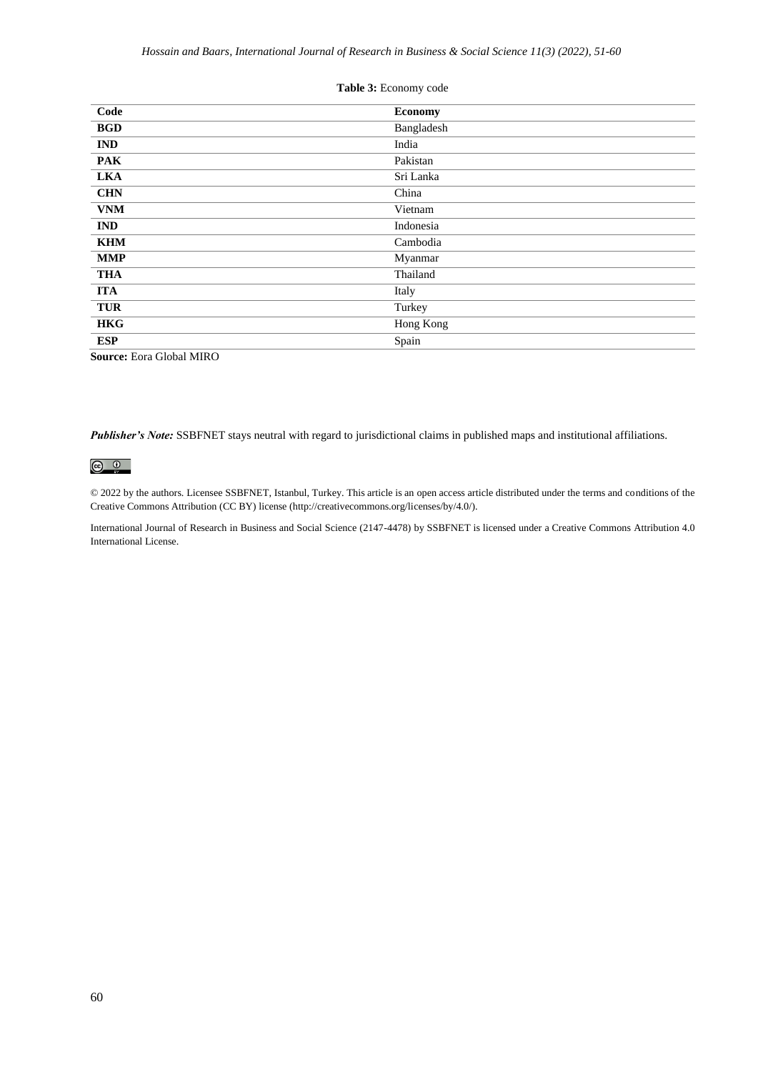**Table 3:** Economy code

| Code | Economy |
|---|---|
| **BGD** | Bangladesh |
| **IND** | India |
| **PAK** | Pakistan |
| **LKA** | Sri Lanka |
| **CHN** | China |
| **VNM** | Vietnam |
| **IND** | Indonesia |
| **KHM** | Cambodia |
| **MMP** | Myanmar |
| **THA** | Thailand |
| **ITA** | Italy |
| **TUR** | Turkey |
| **HKG** | Hong Kong |
| **ESP** | Spain |

**Source:** Eora Global MIRO

***Publisher's Note:*** SSBFNET stays neutral with regard to jurisdictional claims in published maps and institutional affiliations.

© 2022 by the authors. Licensee SSBFNET, Istanbul, Turkey. This article is an open access article distributed under the terms and conditions of the Creative Commons Attribution (CC BY) license (http://creativecommons.org/licenses/by/4.0/).

International Journal of Research in Business and Social Science (2147-4478) by SSBFNET is licensed under a Creative Commons Attribution 4.0 International License.